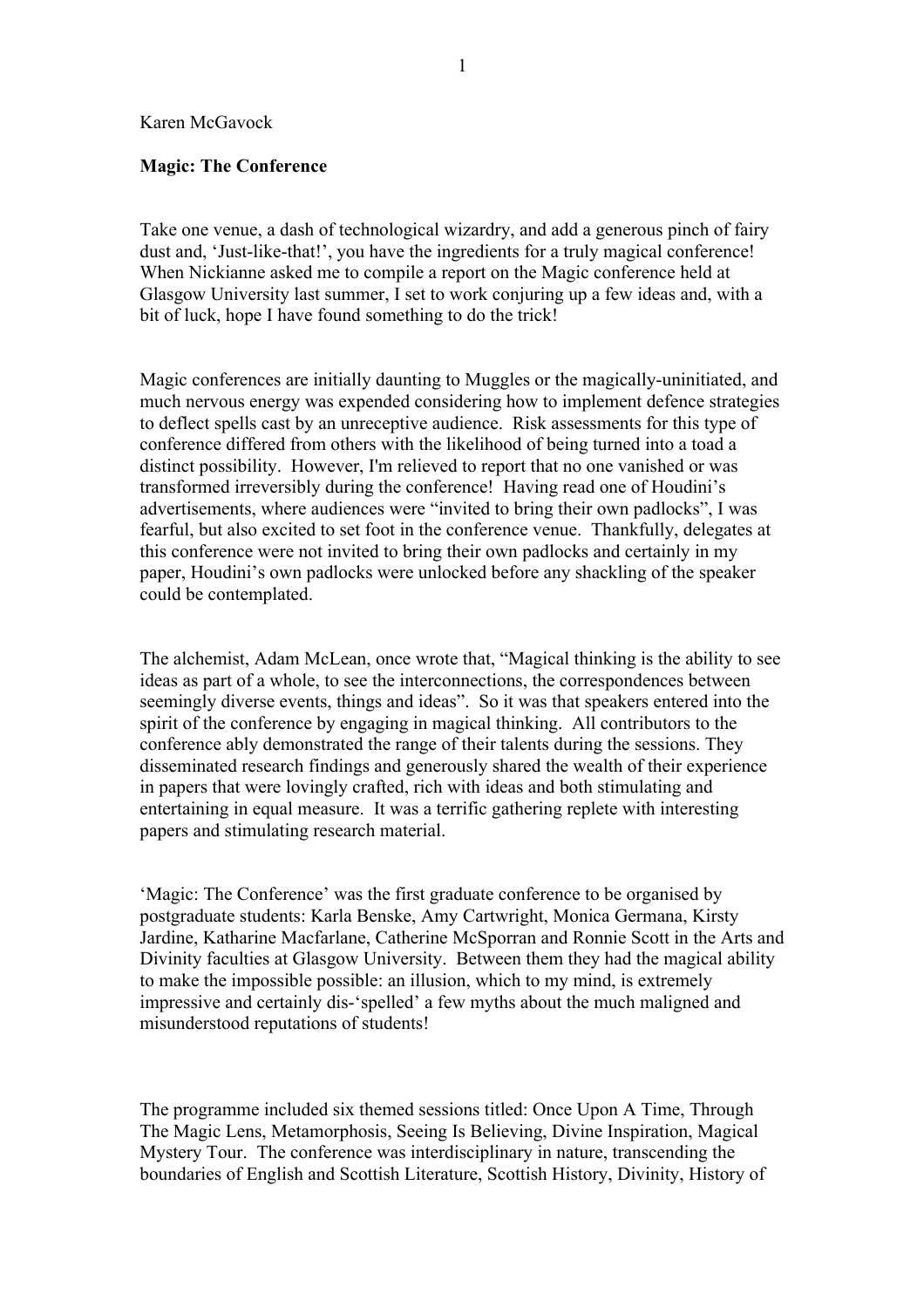Karen McGavock

**Magic: The Conference**

Take one venue, a dash of technological wizardry, and add a generous pinch of fairy dust and, 'Just-like-that!', you have the ingredients for a truly magical conference! When Nickianne asked me to compile a report on the Magic conference held at Glasgow University last summer, I set to work conjuring up a few ideas and, with a bit of luck, hope I have found something to do the trick!

Magic conferences are initially daunting to Muggles or the magically-uninitiated, and much nervous energy was expended considering how to implement defence strategies to deflect spells cast by an unreceptive audience. Risk assessments for this type of conference differed from others with the likelihood of being turned into a toad a distinct possibility. However, I'm relieved to report that no one vanished or was transformed irreversibly during the conference! Having read one of Houdini's advertisements, where audiences were "invited to bring their own padlocks", I was fearful, but also excited to set foot in the conference venue. Thankfully, delegates at this conference were not invited to bring their own padlocks and certainly in my paper, Houdini's own padlocks were unlocked before any shackling of the speaker could be contemplated.

The alchemist, Adam McLean, once wrote that, "Magical thinking is the ability to see ideas as part of a whole, to see the interconnections, the correspondences between seemingly diverse events, things and ideas". So it was that speakers entered into the spirit of the conference by engaging in magical thinking. All contributors to the conference ably demonstrated the range of their talents during the sessions. They disseminated research findings and generously shared the wealth of their experience in papers that were lovingly crafted, rich with ideas and both stimulating and entertaining in equal measure. It was a terrific gathering replete with interesting papers and stimulating research material.

'Magic: The Conference' was the first graduate conference to be organised by postgraduate students: Karla Benske, Amy Cartwright, Monica Germana, Kirsty Jardine, Katharine Macfarlane, Catherine McSporran and Ronnie Scott in the Arts and Divinity faculties at Glasgow University. Between them they had the magical ability to make the impossible possible: an illusion, which to my mind, is extremely impressive and certainly dis-'spelled' a few myths about the much maligned and misunderstood reputations of students!

The programme included six themed sessions titled: Once Upon A Time, Through The Magic Lens, Metamorphosis, Seeing Is Believing, Divine Inspiration, Magical Mystery Tour. The conference was interdisciplinary in nature, transcending the boundaries of English and Scottish Literature, Scottish History, Divinity, History of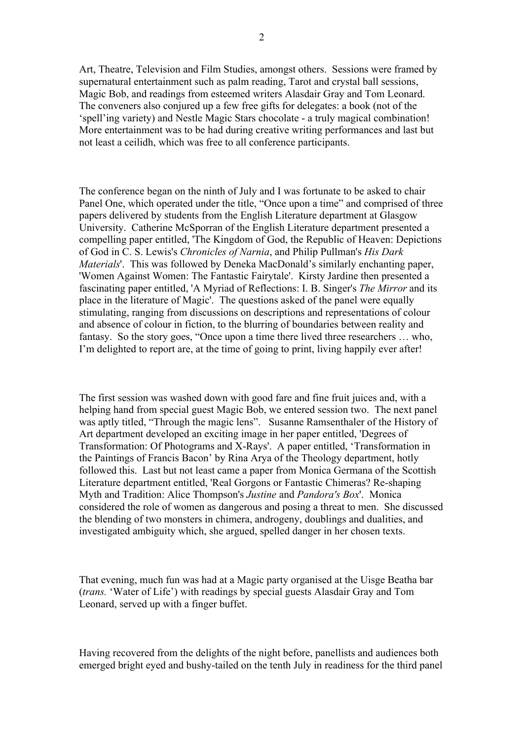Art, Theatre, Television and Film Studies, amongst others. Sessions were framed by supernatural entertainment such as palm reading, Tarot and crystal ball sessions, Magic Bob, and readings from esteemed writers Alasdair Gray and Tom Leonard. The conveners also conjured up a few free gifts for delegates: a book (not of the 'spell'ing variety) and Nestle Magic Stars chocolate - a truly magical combination! More entertainment was to be had during creative writing performances and last but not least a ceilidh, which was free to all conference participants.

The conference began on the ninth of July and I was fortunate to be asked to chair Panel One, which operated under the title, "Once upon a time" and comprised of three papers delivered by students from the English Literature department at Glasgow University. Catherine McSporran of the English Literature department presented a compelling paper entitled, 'The Kingdom of God, the Republic of Heaven: Depictions of God in C. S. Lewis's *Chronicles of Narnia*, and Philip Pullman's *His Dark Materials*'. This was followed by Deneka MacDonald's similarly enchanting paper, 'Women Against Women: The Fantastic Fairytale'. Kirsty Jardine then presented a fascinating paper entitled, 'A Myriad of Reflections: I. B. Singer's *The Mirror* and its place in the literature of Magic'. The questions asked of the panel were equally stimulating, ranging from discussions on descriptions and representations of colour and absence of colour in fiction, to the blurring of boundaries between reality and fantasy. So the story goes, "Once upon a time there lived three researchers … who, I'm delighted to report are, at the time of going to print, living happily ever after!

The first session was washed down with good fare and fine fruit juices and, with a helping hand from special guest Magic Bob, we entered session two. The next panel was aptly titled, "Through the magic lens". Susanne Ramsenthaler of the History of Art department developed an exciting image in her paper entitled, 'Degrees of Transformation: Of Photograms and X-Rays'. A paper entitled, 'Transformation in the Paintings of Francis Bacon' by Rina Arya of the Theology department, hotly followed this. Last but not least came a paper from Monica Germana of the Scottish Literature department entitled, 'Real Gorgons or Fantastic Chimeras? Re-shaping Myth and Tradition: Alice Thompson's *Justine* and *Pandora's Box*'. Monica considered the role of women as dangerous and posing a threat to men. She discussed the blending of two monsters in chimera, androgeny, doublings and dualities, and investigated ambiguity which, she argued, spelled danger in her chosen texts.

That evening, much fun was had at a Magic party organised at the Uisge Beatha bar (*trans.* 'Water of Life') with readings by special guests Alasdair Gray and Tom Leonard, served up with a finger buffet.

Having recovered from the delights of the night before, panellists and audiences both emerged bright eyed and bushy-tailed on the tenth July in readiness for the third panel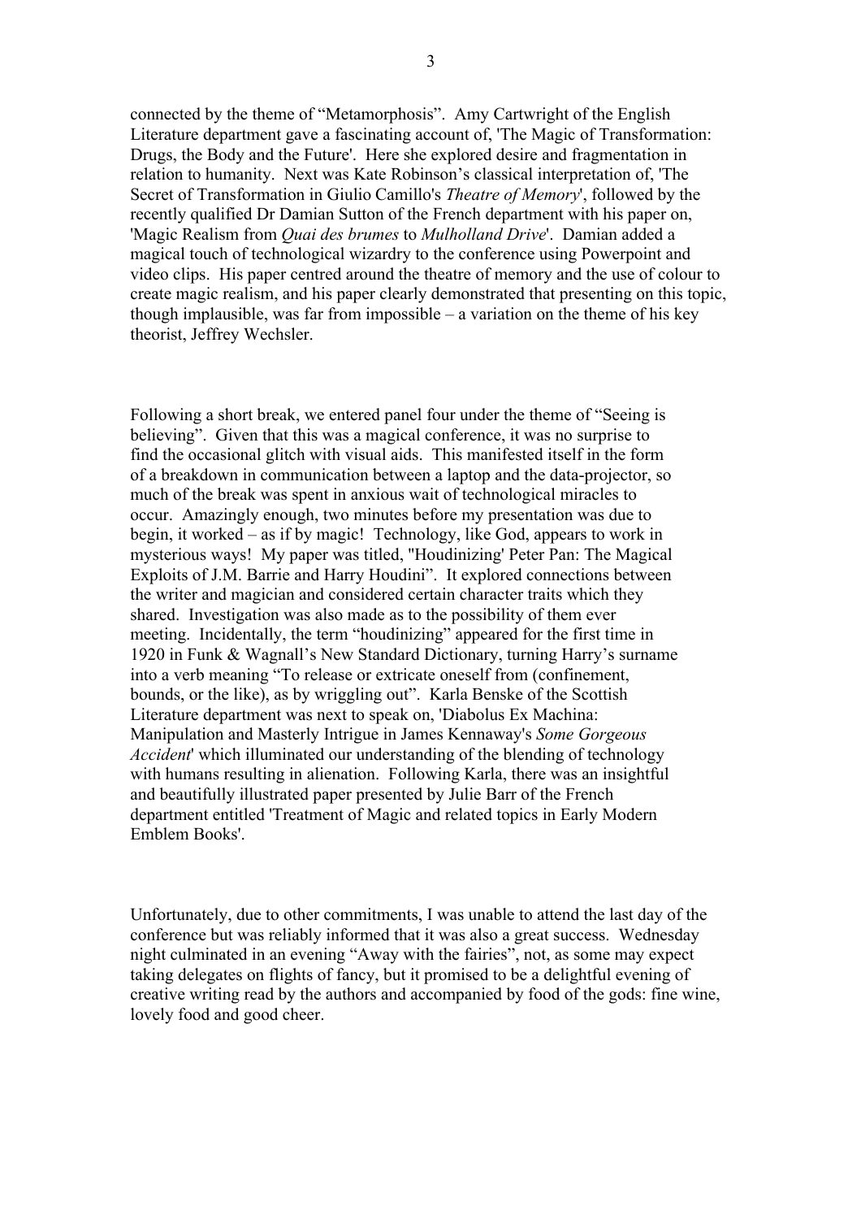connected by the theme of "Metamorphosis". Amy Cartwright of the English Literature department gave a fascinating account of, 'The Magic of Transformation: Drugs, the Body and the Future'. Here she explored desire and fragmentation in relation to humanity. Next was Kate Robinson's classical interpretation of, 'The Secret of Transformation in Giulio Camillo's *Theatre of Memory*', followed by the recently qualified Dr Damian Sutton of the French department with his paper on, 'Magic Realism from *Quai des brumes* to *Mulholland Drive*'. Damian added a magical touch of technological wizardry to the conference using Powerpoint and video clips. His paper centred around the theatre of memory and the use of colour to create magic realism, and his paper clearly demonstrated that presenting on this topic, though implausible, was far from impossible – a variation on the theme of his key theorist, Jeffrey Wechsler.

Following a short break, we entered panel four under the theme of "Seeing is believing". Given that this was a magical conference, it was no surprise to find the occasional glitch with visual aids. This manifested itself in the form of a breakdown in communication between a laptop and the data-projector, so much of the break was spent in anxious wait of technological miracles to occur. Amazingly enough, two minutes before my presentation was due to begin, it worked – as if by magic! Technology, like God, appears to work in mysterious ways! My paper was titled, "Houdinizing' Peter Pan: The Magical Exploits of J.M. Barrie and Harry Houdini". It explored connections between the writer and magician and considered certain character traits which they shared. Investigation was also made as to the possibility of them ever meeting. Incidentally, the term "houdinizing" appeared for the first time in 1920 in Funk & Wagnall's New Standard Dictionary, turning Harry's surname into a verb meaning "To release or extricate oneself from (confinement, bounds, or the like), as by wriggling out". Karla Benske of the Scottish Literature department was next to speak on, 'Diabolus Ex Machina: Manipulation and Masterly Intrigue in James Kennaway's *Some Gorgeous Accident*' which illuminated our understanding of the blending of technology with humans resulting in alienation. Following Karla, there was an insightful and beautifully illustrated paper presented by Julie Barr of the French department entitled 'Treatment of Magic and related topics in Early Modern Emblem Books'.

Unfortunately, due to other commitments, I was unable to attend the last day of the conference but was reliably informed that it was also a great success. Wednesday night culminated in an evening "Away with the fairies", not, as some may expect taking delegates on flights of fancy, but it promised to be a delightful evening of creative writing read by the authors and accompanied by food of the gods: fine wine, lovely food and good cheer.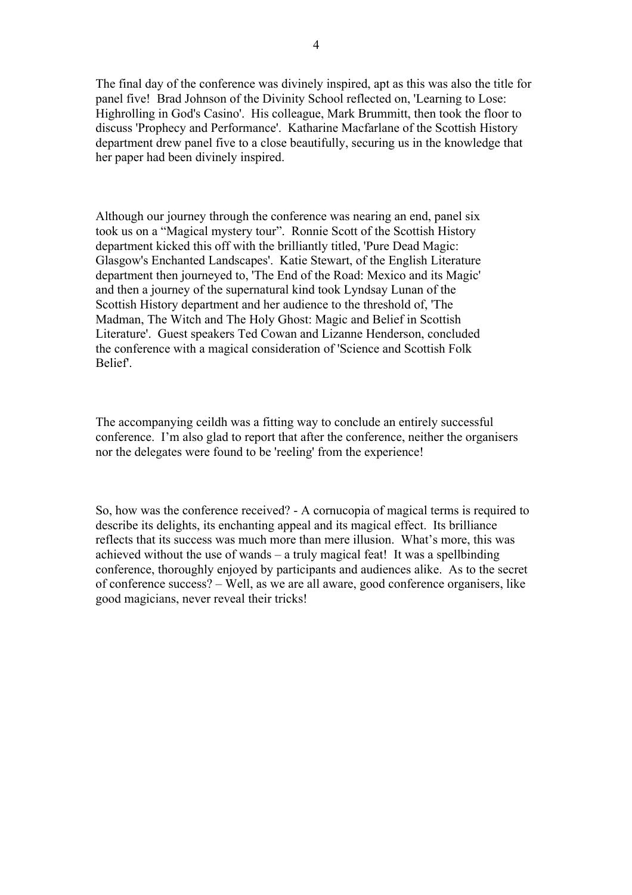The final day of the conference was divinely inspired, apt as this was also the title for panel five! Brad Johnson of the Divinity School reflected on, 'Learning to Lose: Highrolling in God's Casino'. His colleague, Mark Brummitt, then took the floor to discuss 'Prophecy and Performance'. Katharine Macfarlane of the Scottish History department drew panel five to a close beautifully, securing us in the knowledge that her paper had been divinely inspired.

Although our journey through the conference was nearing an end, panel six took us on a "Magical mystery tour". Ronnie Scott of the Scottish History department kicked this off with the brilliantly titled, 'Pure Dead Magic: Glasgow's Enchanted Landscapes'. Katie Stewart, of the English Literature department then journeyed to, 'The End of the Road: Mexico and its Magic' and then a journey of the supernatural kind took Lyndsay Lunan of the Scottish History department and her audience to the threshold of, 'The Madman, The Witch and The Holy Ghost: Magic and Belief in Scottish Literature'. Guest speakers Ted Cowan and Lizanne Henderson, concluded the conference with a magical consideration of 'Science and Scottish Folk Belief'.

The accompanying ceildh was a fitting way to conclude an entirely successful conference. I'm also glad to report that after the conference, neither the organisers nor the delegates were found to be 'reeling' from the experience!

So, how was the conference received? - A cornucopia of magical terms is required to describe its delights, its enchanting appeal and its magical effect. Its brilliance reflects that its success was much more than mere illusion. What's more, this was achieved without the use of wands – a truly magical feat! It was a spellbinding conference, thoroughly enjoyed by participants and audiences alike. As to the secret of conference success? – Well, as we are all aware, good conference organisers, like good magicians, never reveal their tricks!